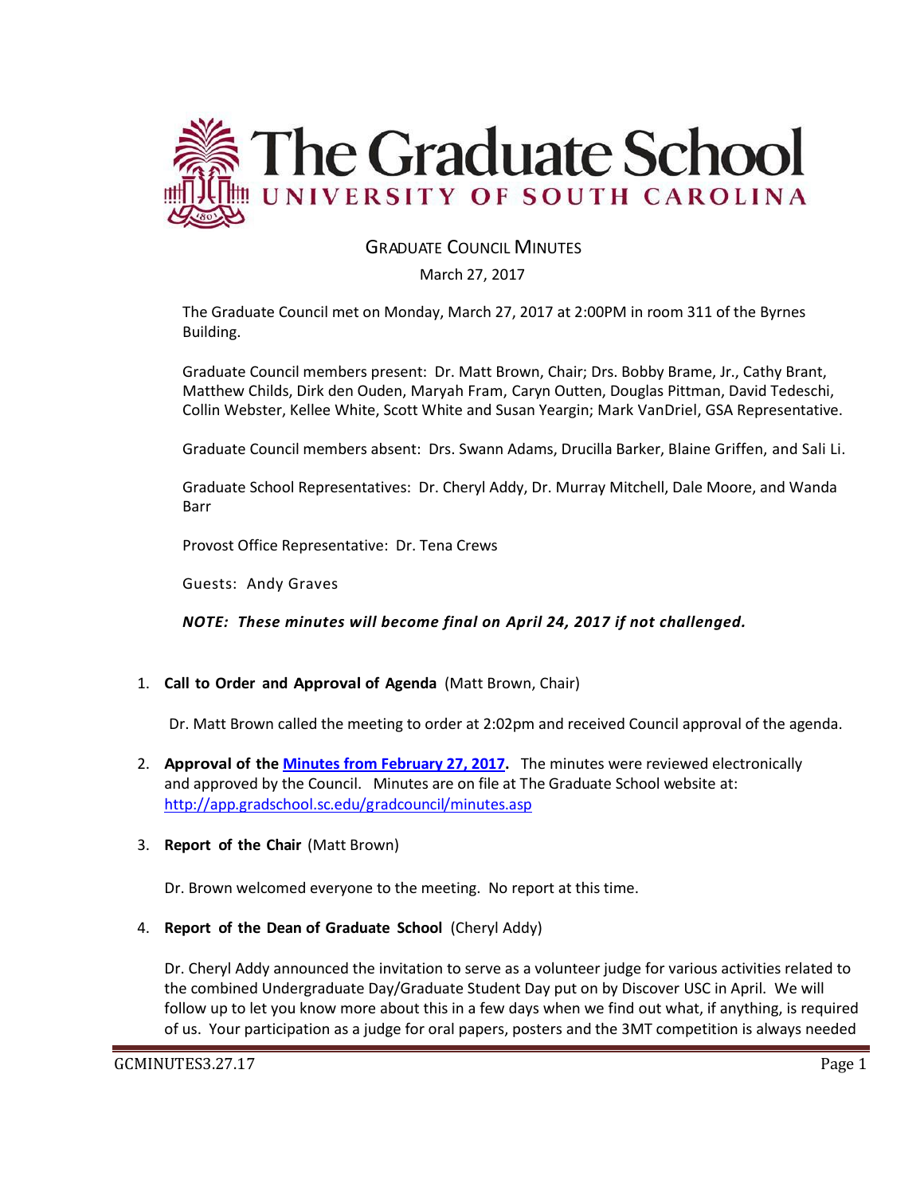# The Graduate School
## UNIVERSITY OF SOUTH CAROLINA

### GRADUATE COUNCIL MINUTES

March 27, 2017

The Graduate Council met on Monday, March 27, 2017 at 2:00PM in room 311 of the Byrnes Building.

Graduate Council members present: Dr. Matt Brown, Chair; Drs. Bobby Brame, Jr., Cathy Brant, Matthew Childs, Dirk den Ouden, Maryah Fram, Caryn Outten, Douglas Pittman, David Tedeschi, Collin Webster, Kellee White, Scott White and Susan Yeargin; Mark VanDriel, GSA Representative.

Graduate Council members absent: Drs. Swann Adams, Drucilla Barker, Blaine Griffen, and Sali Li.

Graduate School Representatives: Dr. Cheryl Addy, Dr. Murray Mitchell, Dale Moore, and Wanda Barr

Provost Office Representative: Dr. Tena Crews

Guests: Andy Graves

***NOTE: These minutes will become final on April 24, 2017 if not challenged.***

1. **Call to Order and Approval of Agenda** (Matt Brown, Chair)

   Dr. Matt Brown called the meeting to order at 2:02pm and received Council approval of the agenda.

2. **Approval of the [Minutes from February 27, 2017](http://app.gradschool.sc.edu/gradcouncil/minutes.asp).** The minutes were reviewed electronically and approved by the Council. Minutes are on file at The Graduate School website at: http://app.gradschool.sc.edu/gradcouncil/minutes.asp

3. **Report of the Chair** (Matt Brown)

   Dr. Brown welcomed everyone to the meeting. No report at this time.

4. **Report of the Dean of Graduate School** (Cheryl Addy)

   Dr. Cheryl Addy announced the invitation to serve as a volunteer judge for various activities related to the combined Undergraduate Day/Graduate Student Day put on by Discover USC in April. We will follow up to let you know more about this in a few days when we find out what, if anything, is required of us. Your participation as a judge for oral papers, posters and the 3MT competition is always needed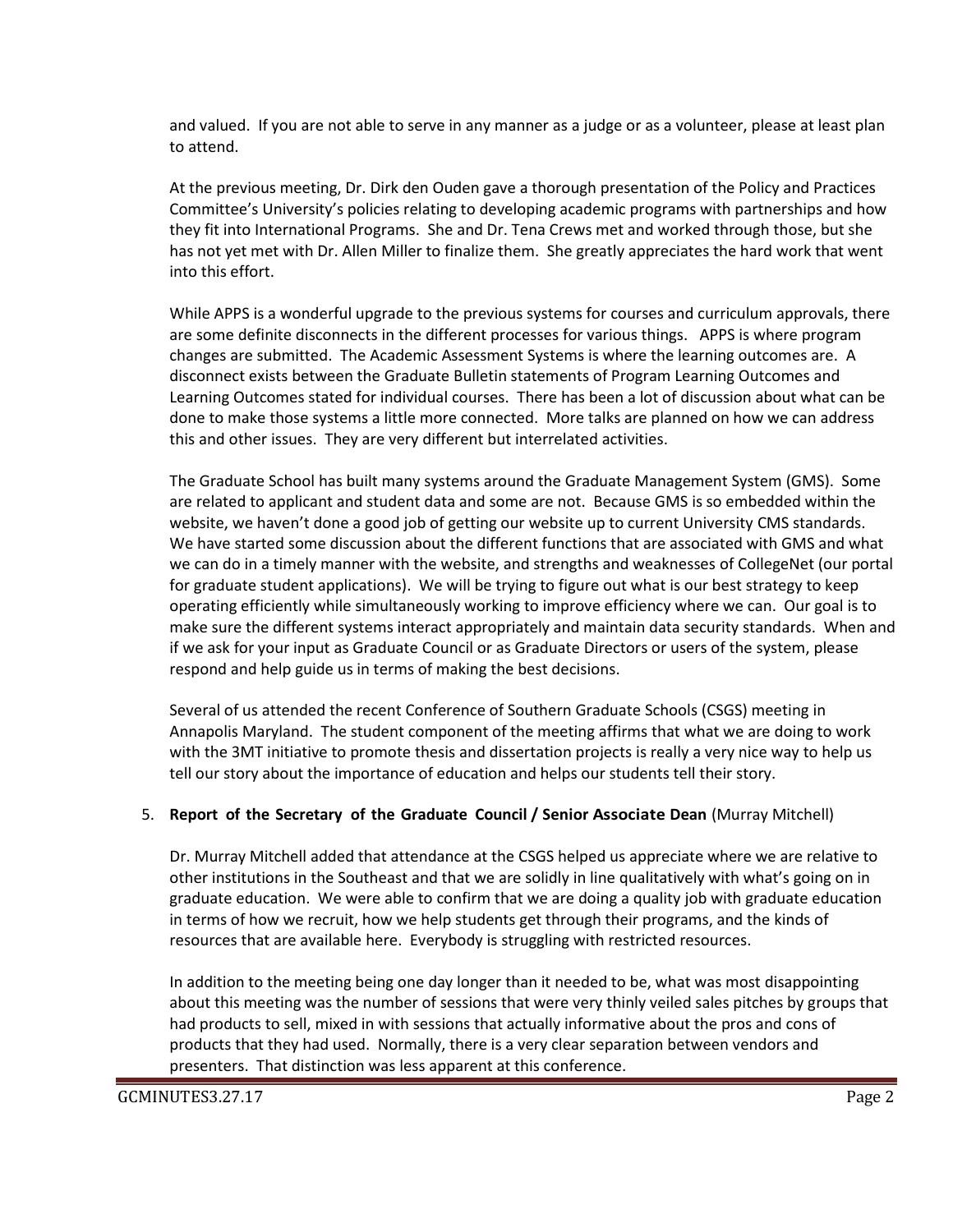and valued. If you are not able to serve in any manner as a judge or as a volunteer, please at least plan to attend.

At the previous meeting, Dr. Dirk den Ouden gave a thorough presentation of the Policy and Practices Committee's University's policies relating to developing academic programs with partnerships and how they fit into International Programs. She and Dr. Tena Crews met and worked through those, but she has not yet met with Dr. Allen Miller to finalize them. She greatly appreciates the hard work that went into this effort.

While APPS is a wonderful upgrade to the previous systems for courses and curriculum approvals, there are some definite disconnects in the different processes for various things. APPS is where program changes are submitted. The Academic Assessment Systems is where the learning outcomes are. A disconnect exists between the Graduate Bulletin statements of Program Learning Outcomes and Learning Outcomes stated for individual courses. There has been a lot of discussion about what can be done to make those systems a little more connected. More talks are planned on how we can address this and other issues. They are very different but interrelated activities.

The Graduate School has built many systems around the Graduate Management System (GMS). Some are related to applicant and student data and some are not. Because GMS is so embedded within the website, we haven't done a good job of getting our website up to current University CMS standards. We have started some discussion about the different functions that are associated with GMS and what we can do in a timely manner with the website, and strengths and weaknesses of CollegeNet (our portal for graduate student applications). We will be trying to figure out what is our best strategy to keep operating efficiently while simultaneously working to improve efficiency where we can. Our goal is to make sure the different systems interact appropriately and maintain data security standards. When and if we ask for your input as Graduate Council or as Graduate Directors or users of the system, please respond and help guide us in terms of making the best decisions.

Several of us attended the recent Conference of Southern Graduate Schools (CSGS) meeting in Annapolis Maryland. The student component of the meeting affirms that what we are doing to work with the 3MT initiative to promote thesis and dissertation projects is really a very nice way to help us tell our story about the importance of education and helps our students tell their story.

5. **Report of the Secretary of the Graduate Council / Senior Associate Dean** (Murray Mitchell)

   Dr. Murray Mitchell added that attendance at the CSGS helped us appreciate where we are relative to other institutions in the Southeast and that we are solidly in line qualitatively with what's going on in graduate education. We were able to confirm that we are doing a quality job with graduate education in terms of how we recruit, how we help students get through their programs, and the kinds of resources that are available here. Everybody is struggling with restricted resources.

   In addition to the meeting being one day longer than it needed to be, what was most disappointing about this meeting was the number of sessions that were very thinly veiled sales pitches by groups that had products to sell, mixed in with sessions that actually informative about the pros and cons of products that they had used. Normally, there is a very clear separation between vendors and presenters. That distinction was less apparent at this conference.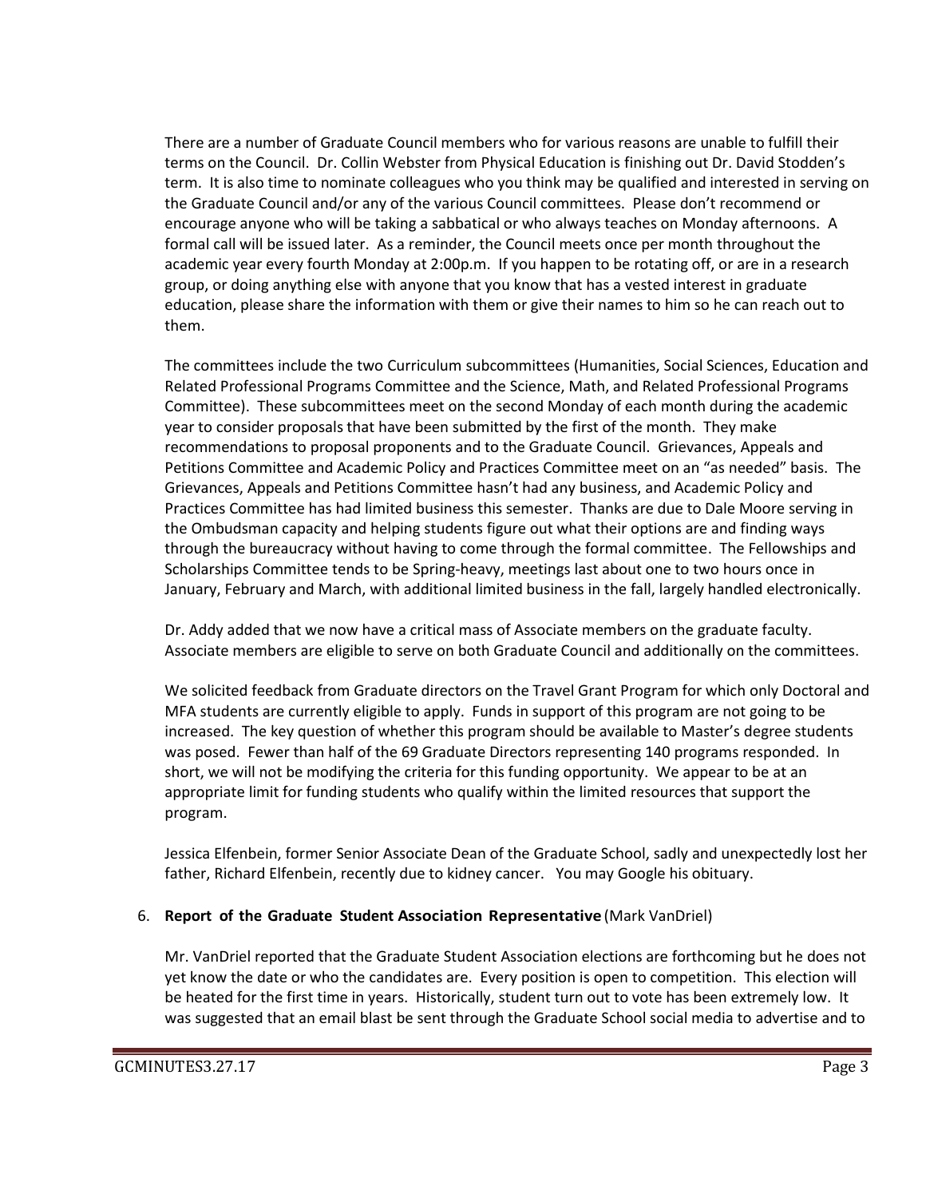There are a number of Graduate Council members who for various reasons are unable to fulfill their terms on the Council. Dr. Collin Webster from Physical Education is finishing out Dr. David Stodden's term. It is also time to nominate colleagues who you think may be qualified and interested in serving on the Graduate Council and/or any of the various Council committees. Please don't recommend or encourage anyone who will be taking a sabbatical or who always teaches on Monday afternoons. A formal call will be issued later. As a reminder, the Council meets once per month throughout the academic year every fourth Monday at 2:00p.m. If you happen to be rotating off, or are in a research group, or doing anything else with anyone that you know that has a vested interest in graduate education, please share the information with them or give their names to him so he can reach out to them.

The committees include the two Curriculum subcommittees (Humanities, Social Sciences, Education and Related Professional Programs Committee and the Science, Math, and Related Professional Programs Committee). These subcommittees meet on the second Monday of each month during the academic year to consider proposals that have been submitted by the first of the month. They make recommendations to proposal proponents and to the Graduate Council. Grievances, Appeals and Petitions Committee and Academic Policy and Practices Committee meet on an "as needed" basis. The Grievances, Appeals and Petitions Committee hasn't had any business, and Academic Policy and Practices Committee has had limited business this semester. Thanks are due to Dale Moore serving in the Ombudsman capacity and helping students figure out what their options are and finding ways through the bureaucracy without having to come through the formal committee. The Fellowships and Scholarships Committee tends to be Spring-heavy, meetings last about one to two hours once in January, February and March, with additional limited business in the fall, largely handled electronically.

Dr. Addy added that we now have a critical mass of Associate members on the graduate faculty. Associate members are eligible to serve on both Graduate Council and additionally on the committees.

We solicited feedback from Graduate directors on the Travel Grant Program for which only Doctoral and MFA students are currently eligible to apply. Funds in support of this program are not going to be increased. The key question of whether this program should be available to Master's degree students was posed. Fewer than half of the 69 Graduate Directors representing 140 programs responded. In short, we will not be modifying the criteria for this funding opportunity. We appear to be at an appropriate limit for funding students who qualify within the limited resources that support the program.

Jessica Elfenbein, former Senior Associate Dean of the Graduate School, sadly and unexpectedly lost her father, Richard Elfenbein, recently due to kidney cancer. You may Google his obituary.

6. **Report of the Graduate Student Association Representative** (Mark VanDriel)

Mr. VanDriel reported that the Graduate Student Association elections are forthcoming but he does not yet know the date or who the candidates are. Every position is open to competition. This election will be heated for the first time in years. Historically, student turn out to vote has been extremely low. It was suggested that an email blast be sent through the Graduate School social media to advertise and to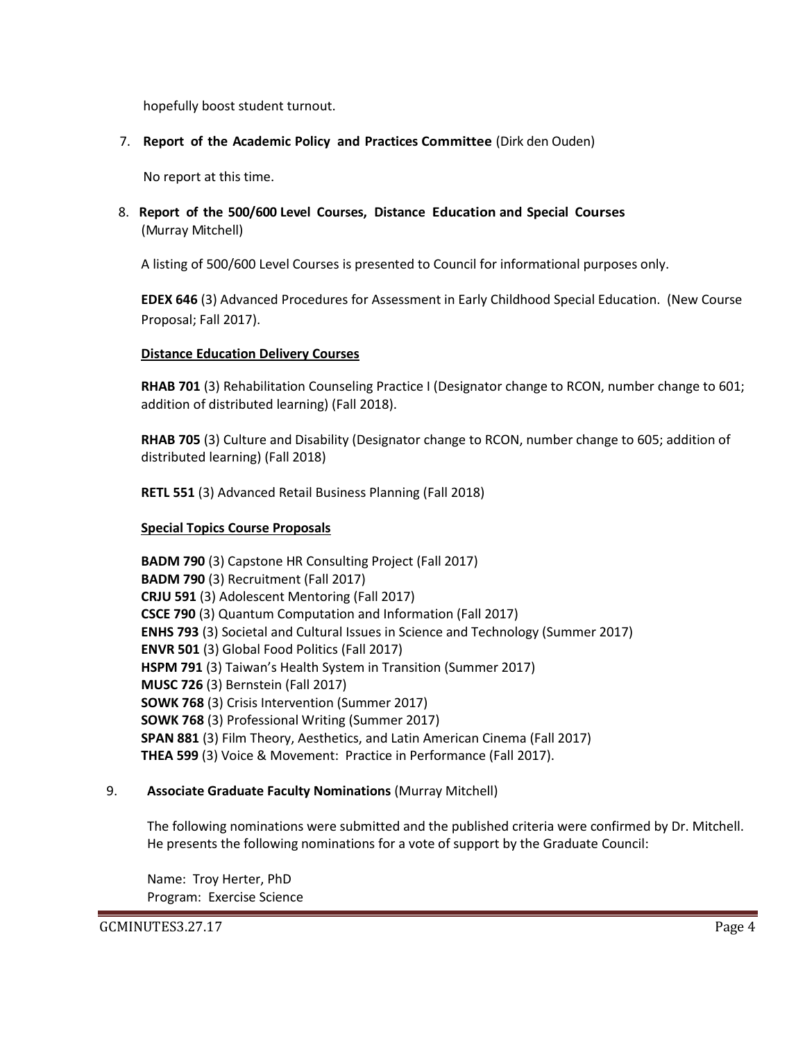hopefully boost student turnout.

7. **Report of the Academic Policy and Practices Committee** (Dirk den Ouden)

   No report at this time.

8. **Report of the 500/600 Level Courses, Distance Education and Special Courses** (Murray Mitchell)

   A listing of 500/600 Level Courses is presented to Council for informational purposes only.

   **EDEX 646** (3) Advanced Procedures for Assessment in Early Childhood Special Education. (New Course Proposal; Fall 2017).

   **<u>Distance Education Delivery Courses</u>**

   **RHAB 701** (3) Rehabilitation Counseling Practice I (Designator change to RCON, number change to 601; addition of distributed learning) (Fall 2018).

   **RHAB 705** (3) Culture and Disability (Designator change to RCON, number change to 605; addition of distributed learning) (Fall 2018)

   **RETL 551** (3) Advanced Retail Business Planning (Fall 2018)

   **<u>Special Topics Course Proposals</u>**

   **BADM 790** (3) Capstone HR Consulting Project (Fall 2017)
   **BADM 790** (3) Recruitment (Fall 2017)
   **CRJU 591** (3) Adolescent Mentoring (Fall 2017)
   **CSCE 790** (3) Quantum Computation and Information (Fall 2017)
   **ENHS 793** (3) Societal and Cultural Issues in Science and Technology (Summer 2017)
   **ENVR 501** (3) Global Food Politics (Fall 2017)
   **HSPM 791** (3) Taiwan's Health System in Transition (Summer 2017)
   **MUSC 726** (3) Bernstein (Fall 2017)
   **SOWK 768** (3) Crisis Intervention (Summer 2017)
   **SOWK 768** (3) Professional Writing (Summer 2017)
   **SPAN 881** (3) Film Theory, Aesthetics, and Latin American Cinema (Fall 2017)
   **THEA 599** (3) Voice & Movement: Practice in Performance (Fall 2017).

9. **Associate Graduate Faculty Nominations** (Murray Mitchell)

   The following nominations were submitted and the published criteria were confirmed by Dr. Mitchell. He presents the following nominations for a vote of support by the Graduate Council:

   Name: Troy Herter, PhD
   Program: Exercise Science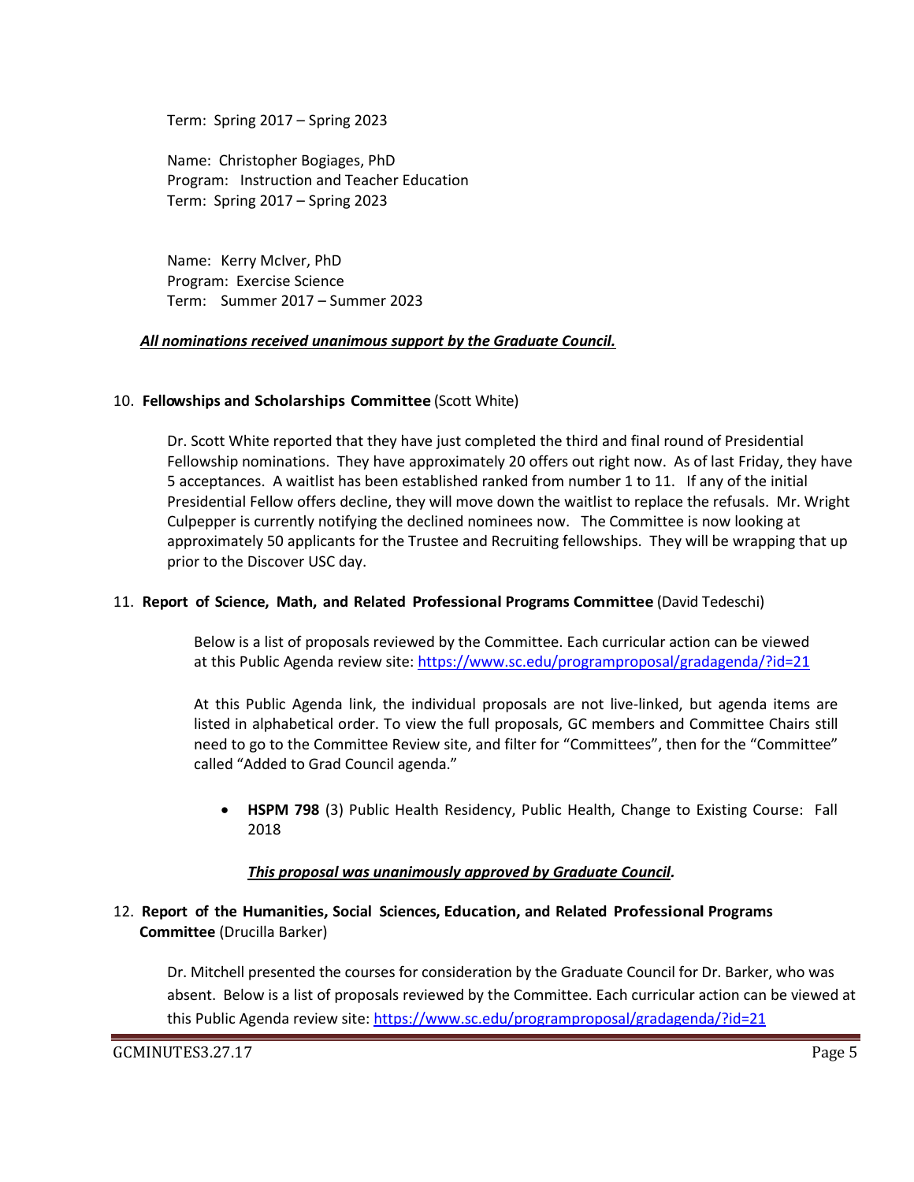Term: Spring 2017 – Spring 2023

Name: Christopher Bogiages, PhD
Program: Instruction and Teacher Education
Term: Spring 2017 – Spring 2023

Name: Kerry McIver, PhD
Program: Exercise Science
Term: Summer 2017 – Summer 2023

***All nominations received unanimous support by the Graduate Council.***

10. **Fellowships and Scholarships Committee** (Scott White)

Dr. Scott White reported that they have just completed the third and final round of Presidential Fellowship nominations. They have approximately 20 offers out right now. As of last Friday, they have 5 acceptances. A waitlist has been established ranked from number 1 to 11. If any of the initial Presidential Fellow offers decline, they will move down the waitlist to replace the refusals. Mr. Wright Culpepper is currently notifying the declined nominees now. The Committee is now looking at approximately 50 applicants for the Trustee and Recruiting fellowships. They will be wrapping that up prior to the Discover USC day.

11. **Report of Science, Math, and Related Professional Programs Committee** (David Tedeschi)

Below is a list of proposals reviewed by the Committee. Each curricular action can be viewed at this Public Agenda review site: https://www.sc.edu/programproposal/gradagenda/?id=21

At this Public Agenda link, the individual proposals are not live-linked, but agenda items are listed in alphabetical order. To view the full proposals, GC members and Committee Chairs still need to go to the Committee Review site, and filter for "Committees", then for the "Committee" called "Added to Grad Council agenda."

- **HSPM 798** (3) Public Health Residency, Public Health, Change to Existing Course: Fall 2018

***This proposal was unanimously approved by Graduate Council.***

12. **Report of the Humanities, Social Sciences, Education, and Related Professional Programs Committee** (Drucilla Barker)

Dr. Mitchell presented the courses for consideration by the Graduate Council for Dr. Barker, who was absent. Below is a list of proposals reviewed by the Committee. Each curricular action can be viewed at this Public Agenda review site: https://www.sc.edu/programproposal/gradagenda/?id=21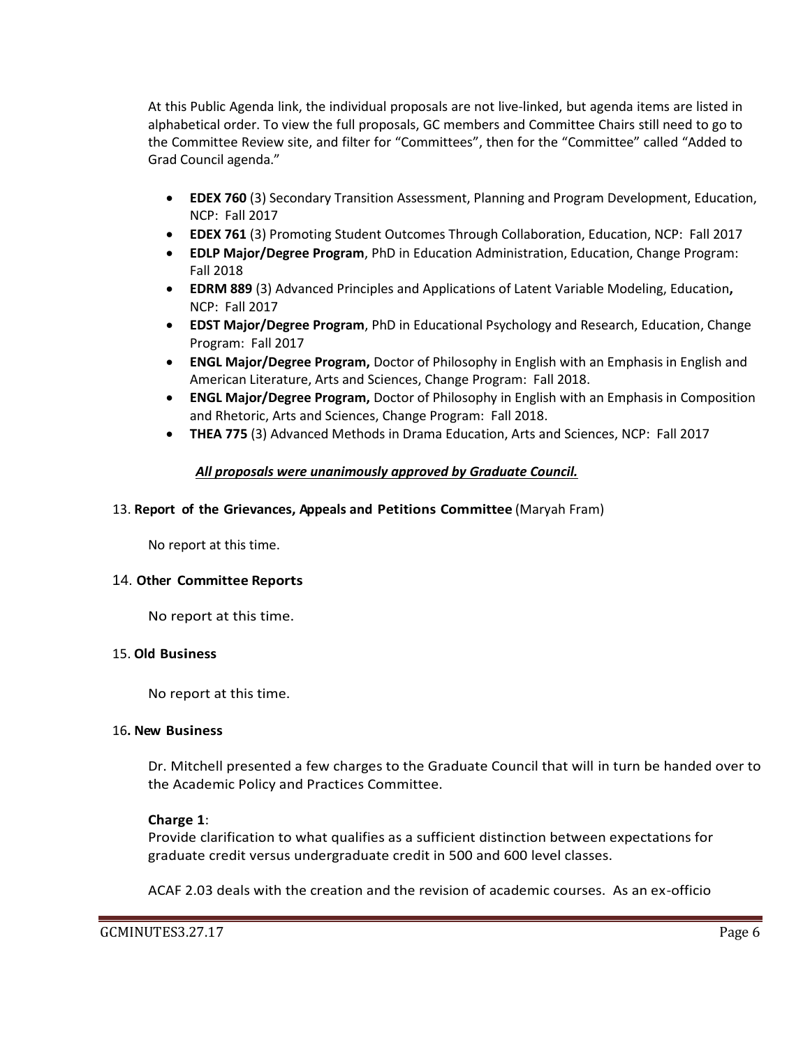At this Public Agenda link, the individual proposals are not live-linked, but agenda items are listed in alphabetical order. To view the full proposals, GC members and Committee Chairs still need to go to the Committee Review site, and filter for "Committees", then for the "Committee" called "Added to Grad Council agenda."

- **EDEX 760** (3) Secondary Transition Assessment, Planning and Program Development, Education, NCP: Fall 2017
- **EDEX 761** (3) Promoting Student Outcomes Through Collaboration, Education, NCP: Fall 2017
- **EDLP Major/Degree Program**, PhD in Education Administration, Education, Change Program: Fall 2018
- **EDRM 889** (3) Advanced Principles and Applications of Latent Variable Modeling, Education**,** NCP: Fall 2017
- **EDST Major/Degree Program**, PhD in Educational Psychology and Research, Education, Change Program: Fall 2017
- **ENGL Major/Degree Program,** Doctor of Philosophy in English with an Emphasis in English and American Literature, Arts and Sciences, Change Program: Fall 2018.
- **ENGL Major/Degree Program,** Doctor of Philosophy in English with an Emphasis in Composition and Rhetoric, Arts and Sciences, Change Program: Fall 2018.
- **THEA 775** (3) Advanced Methods in Drama Education, Arts and Sciences, NCP: Fall 2017

***<u>All proposals were unanimously approved by Graduate Council.</u>***

13. **Report of the Grievances, Appeals and Petitions Committee** (Maryah Fram)

No report at this time.

14. **Other Committee Reports**

No report at this time.

15. **Old Business**

No report at this time.

16**. New Business**

Dr. Mitchell presented a few charges to the Graduate Council that will in turn be handed over to the Academic Policy and Practices Committee.

**Charge 1**:
Provide clarification to what qualifies as a sufficient distinction between expectations for graduate credit versus undergraduate credit in 500 and 600 level classes.

ACAF 2.03 deals with the creation and the revision of academic courses. As an ex-officio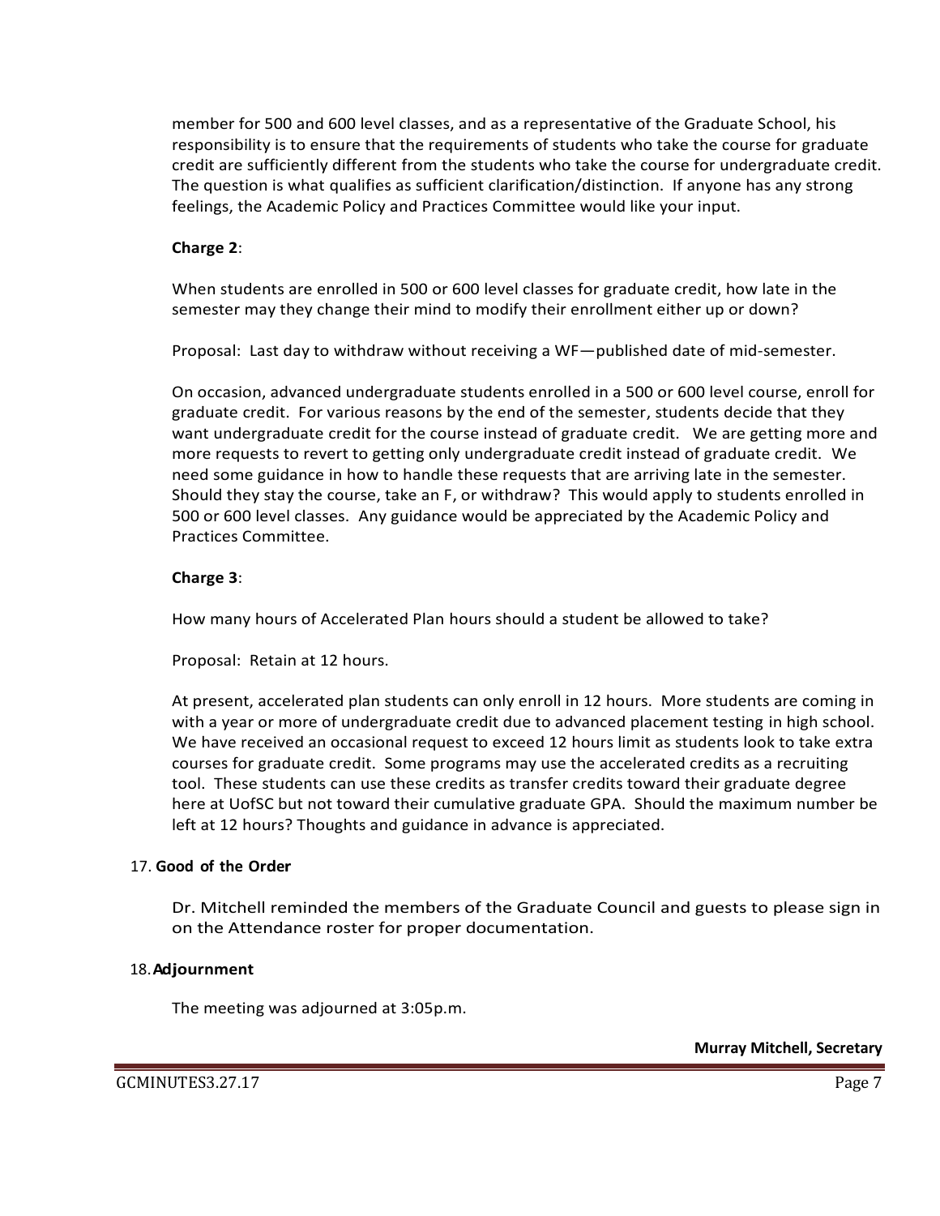member for 500 and 600 level classes, and as a representative of the Graduate School, his responsibility is to ensure that the requirements of students who take the course for graduate credit are sufficiently different from the students who take the course for undergraduate credit. The question is what qualifies as sufficient clarification/distinction. If anyone has any strong feelings, the Academic Policy and Practices Committee would like your input.

**Charge 2**:

When students are enrolled in 500 or 600 level classes for graduate credit, how late in the semester may they change their mind to modify their enrollment either up or down?

Proposal: Last day to withdraw without receiving a WF—published date of mid-semester.

On occasion, advanced undergraduate students enrolled in a 500 or 600 level course, enroll for graduate credit. For various reasons by the end of the semester, students decide that they want undergraduate credit for the course instead of graduate credit. We are getting more and more requests to revert to getting only undergraduate credit instead of graduate credit. We need some guidance in how to handle these requests that are arriving late in the semester. Should they stay the course, take an F, or withdraw? This would apply to students enrolled in 500 or 600 level classes. Any guidance would be appreciated by the Academic Policy and Practices Committee.

**Charge 3**:

How many hours of Accelerated Plan hours should a student be allowed to take?

Proposal: Retain at 12 hours.

At present, accelerated plan students can only enroll in 12 hours. More students are coming in with a year or more of undergraduate credit due to advanced placement testing in high school. We have received an occasional request to exceed 12 hours limit as students look to take extra courses for graduate credit. Some programs may use the accelerated credits as a recruiting tool. These students can use these credits as transfer credits toward their graduate degree here at UofSC but not toward their cumulative graduate GPA. Should the maximum number be left at 12 hours? Thoughts and guidance in advance is appreciated.

17. **Good of the Order**

Dr. Mitchell reminded the members of the Graduate Council and guests to please sign in on the Attendance roster for proper documentation.

18. **Adjournment**

The meeting was adjourned at 3:05p.m.

**Murray Mitchell, Secretary**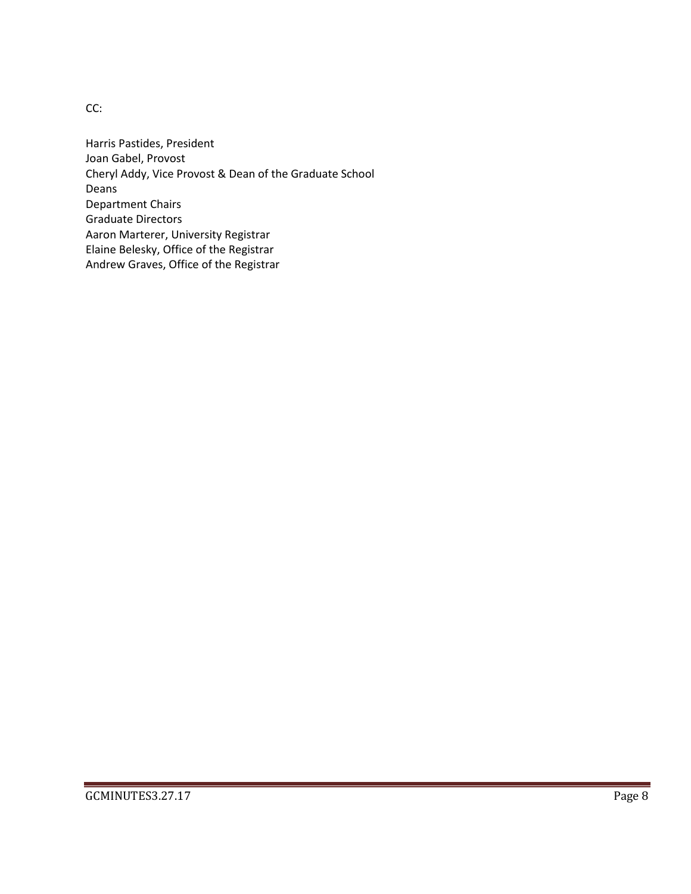CC:

Harris Pastides, President
Joan Gabel, Provost
Cheryl Addy, Vice Provost & Dean of the Graduate School
Deans
Department Chairs
Graduate Directors
Aaron Marterer, University Registrar
Elaine Belesky, Office of the Registrar
Andrew Graves, Office of the Registrar